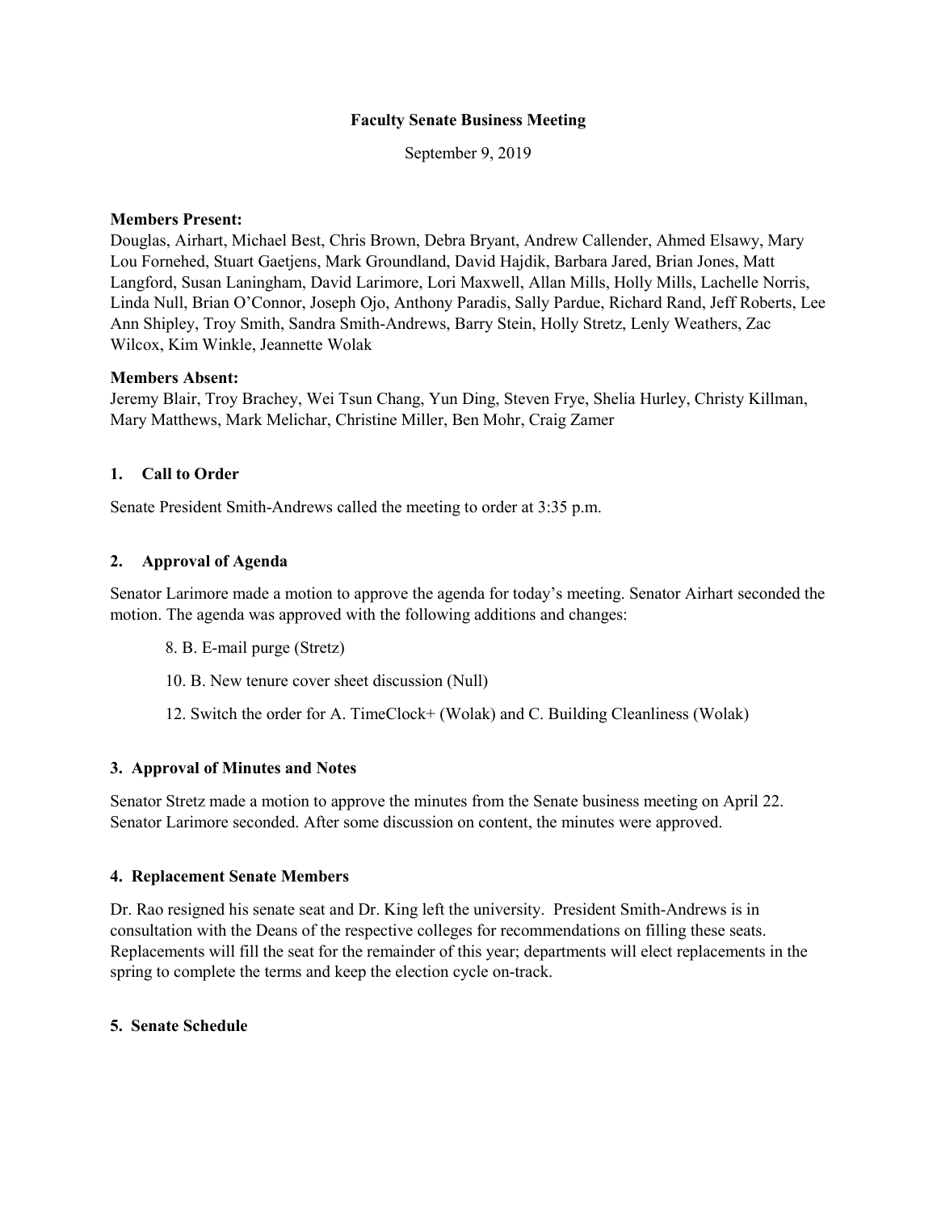# Faculty Senate Business Meeting

September 9, 2019

**Members Present:**
Douglas, Airhart, Michael Best, Chris Brown, Debra Bryant, Andrew Callender, Ahmed Elsawy, Mary Lou Fornehed, Stuart Gaetjens, Mark Groundland, David Hajdik, Barbara Jared, Brian Jones, Matt Langford, Susan Laningham, David Larimore, Lori Maxwell, Allan Mills, Holly Mills, Lachelle Norris, Linda Null, Brian O'Connor, Joseph Ojo, Anthony Paradis, Sally Pardue, Richard Rand, Jeff Roberts, Lee Ann Shipley, Troy Smith, Sandra Smith-Andrews, Barry Stein, Holly Stretz, Lenly Weathers, Zac Wilcox, Kim Winkle, Jeannette Wolak

**Members Absent:**
Jeremy Blair, Troy Brachey, Wei Tsun Chang, Yun Ding, Steven Frye, Shelia Hurley, Christy Killman, Mary Matthews, Mark Melichar, Christine Miller, Ben Mohr, Craig Zamer

## 1. Call to Order

Senate President Smith-Andrews called the meeting to order at 3:35 p.m.

## 2. Approval of Agenda

Senator Larimore made a motion to approve the agenda for today's meeting. Senator Airhart seconded the motion. The agenda was approved with the following additions and changes:

8. B. E-mail purge (Stretz)

10. B. New tenure cover sheet discussion (Null)

12. Switch the order for A. TimeClock+ (Wolak) and C. Building Cleanliness (Wolak)

## 3. Approval of Minutes and Notes

Senator Stretz made a motion to approve the minutes from the Senate business meeting on April 22. Senator Larimore seconded. After some discussion on content, the minutes were approved.

## 4. Replacement Senate Members

Dr. Rao resigned his senate seat and Dr. King left the university. President Smith-Andrews is in consultation with the Deans of the respective colleges for recommendations on filling these seats. Replacements will fill the seat for the remainder of this year; departments will elect replacements in the spring to complete the terms and keep the election cycle on-track.

## 5. Senate Schedule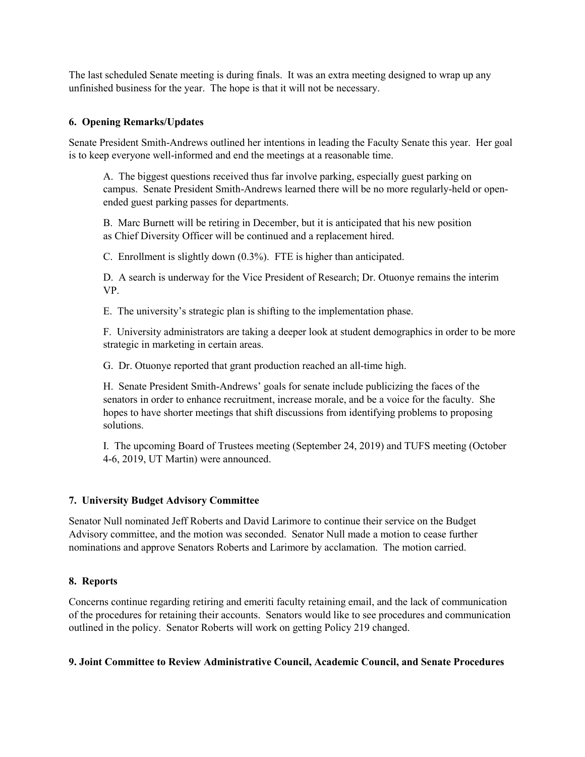The last scheduled Senate meeting is during finals. It was an extra meeting designed to wrap up any unfinished business for the year. The hope is that it will not be necessary.

**6. Opening Remarks/Updates**

Senate President Smith-Andrews outlined her intentions in leading the Faculty Senate this year. Her goal is to keep everyone well-informed and end the meetings at a reasonable time.

A. The biggest questions received thus far involve parking, especially guest parking on campus. Senate President Smith-Andrews learned there will be no more regularly-held or open-ended guest parking passes for departments.

B. Marc Burnett will be retiring in December, but it is anticipated that his new position as Chief Diversity Officer will be continued and a replacement hired.

C. Enrollment is slightly down (0.3%). FTE is higher than anticipated.

D. A search is underway for the Vice President of Research; Dr. Otuonye remains the interim VP.

E. The university's strategic plan is shifting to the implementation phase.

F. University administrators are taking a deeper look at student demographics in order to be more strategic in marketing in certain areas.

G. Dr. Otuonye reported that grant production reached an all-time high.

H. Senate President Smith-Andrews' goals for senate include publicizing the faces of the senators in order to enhance recruitment, increase morale, and be a voice for the faculty. She hopes to have shorter meetings that shift discussions from identifying problems to proposing solutions.

I. The upcoming Board of Trustees meeting (September 24, 2019) and TUFS meeting (October 4-6, 2019, UT Martin) were announced.

**7. University Budget Advisory Committee**

Senator Null nominated Jeff Roberts and David Larimore to continue their service on the Budget Advisory committee, and the motion was seconded. Senator Null made a motion to cease further nominations and approve Senators Roberts and Larimore by acclamation. The motion carried.

**8. Reports**

Concerns continue regarding retiring and emeriti faculty retaining email, and the lack of communication of the procedures for retaining their accounts. Senators would like to see procedures and communication outlined in the policy. Senator Roberts will work on getting Policy 219 changed.

**9. Joint Committee to Review Administrative Council, Academic Council, and Senate Procedures**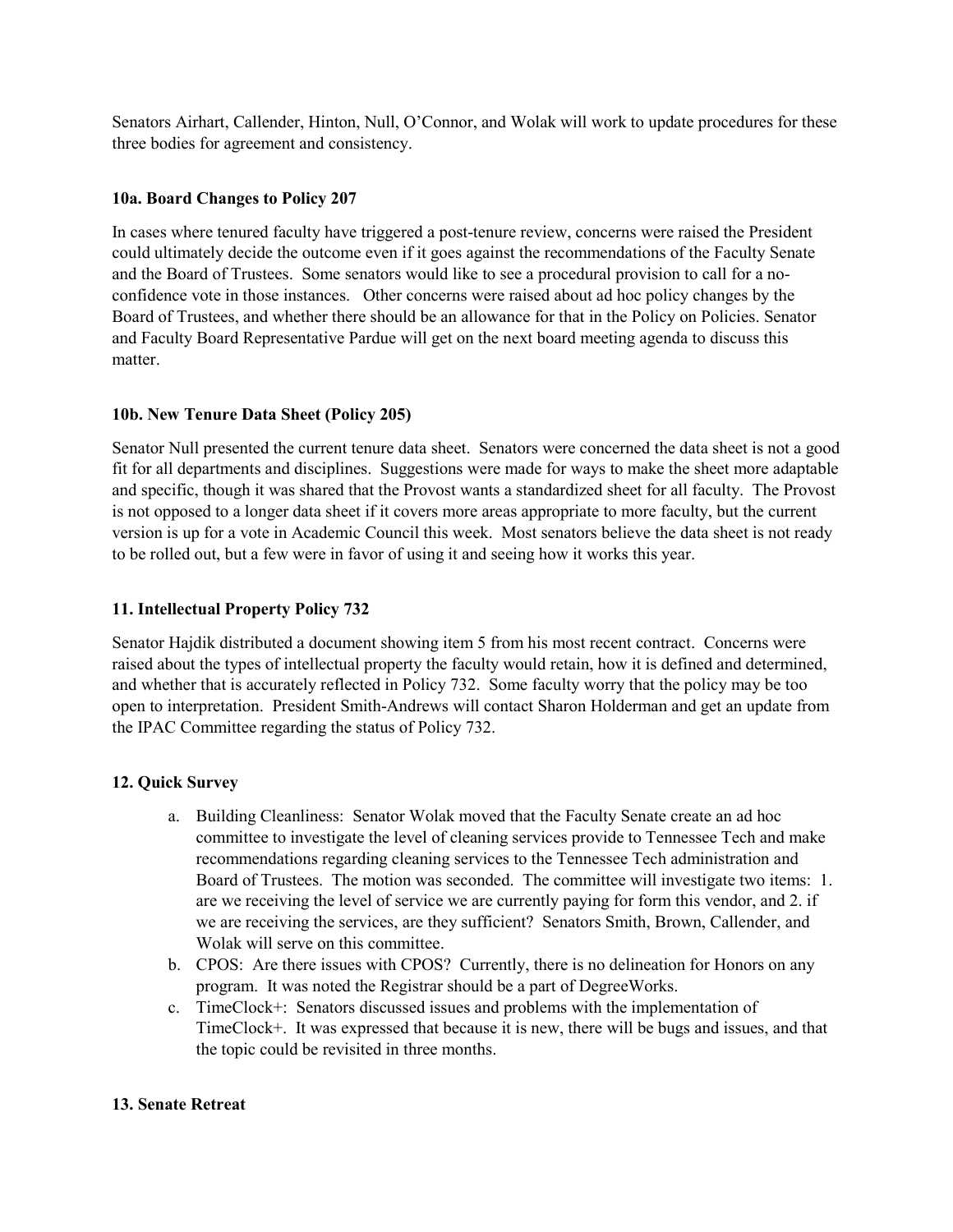Senators Airhart, Callender, Hinton, Null, O'Connor, and Wolak will work to update procedures for these three bodies for agreement and consistency.

**10a. Board Changes to Policy 207**

In cases where tenured faculty have triggered a post-tenure review, concerns were raised the President could ultimately decide the outcome even if it goes against the recommendations of the Faculty Senate and the Board of Trustees. Some senators would like to see a procedural provision to call for a no-confidence vote in those instances. Other concerns were raised about ad hoc policy changes by the Board of Trustees, and whether there should be an allowance for that in the Policy on Policies. Senator and Faculty Board Representative Pardue will get on the next board meeting agenda to discuss this matter.

**10b. New Tenure Data Sheet (Policy 205)**

Senator Null presented the current tenure data sheet. Senators were concerned the data sheet is not a good fit for all departments and disciplines. Suggestions were made for ways to make the sheet more adaptable and specific, though it was shared that the Provost wants a standardized sheet for all faculty. The Provost is not opposed to a longer data sheet if it covers more areas appropriate to more faculty, but the current version is up for a vote in Academic Council this week. Most senators believe the data sheet is not ready to be rolled out, but a few were in favor of using it and seeing how it works this year.

**11. Intellectual Property Policy 732**

Senator Hajdik distributed a document showing item 5 from his most recent contract. Concerns were raised about the types of intellectual property the faculty would retain, how it is defined and determined, and whether that is accurately reflected in Policy 732. Some faculty worry that the policy may be too open to interpretation. President Smith-Andrews will contact Sharon Holderman and get an update from the IPAC Committee regarding the status of Policy 732.

**12. Quick Survey**

a. Building Cleanliness: Senator Wolak moved that the Faculty Senate create an ad hoc committee to investigate the level of cleaning services provide to Tennessee Tech and make recommendations regarding cleaning services to the Tennessee Tech administration and Board of Trustees. The motion was seconded. The committee will investigate two items: 1. are we receiving the level of service we are currently paying for form this vendor, and 2. if we are receiving the services, are they sufficient? Senators Smith, Brown, Callender, and Wolak will serve on this committee.

b. CPOS: Are there issues with CPOS? Currently, there is no delineation for Honors on any program. It was noted the Registrar should be a part of DegreeWorks.

c. TimeClock+: Senators discussed issues and problems with the implementation of TimeClock+. It was expressed that because it is new, there will be bugs and issues, and that the topic could be revisited in three months.

**13. Senate Retreat**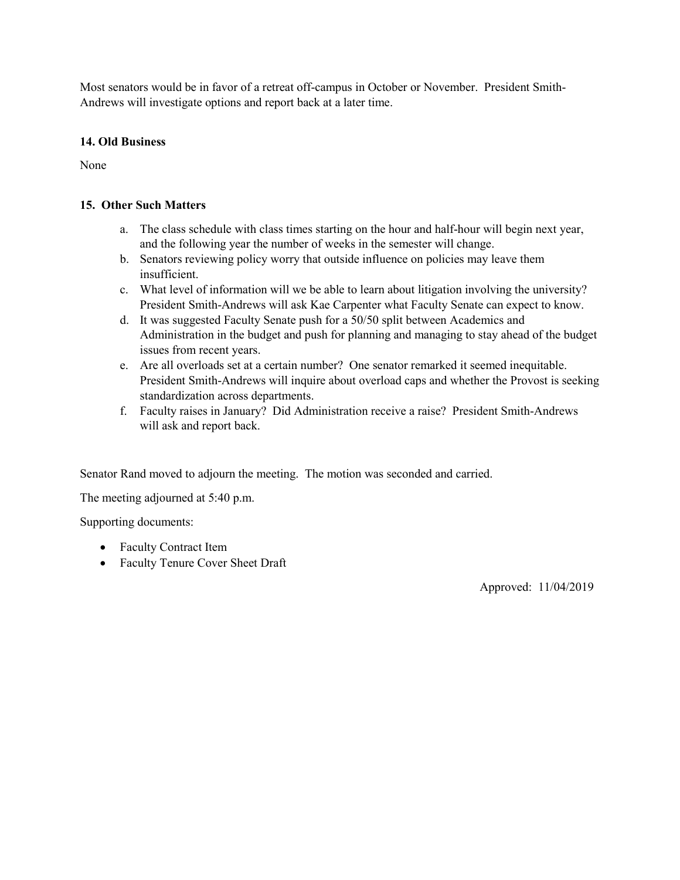Most senators would be in favor of a retreat off-campus in October or November. President Smith-Andrews will investigate options and report back at a later time.

### 14. Old Business

None

### 15. Other Such Matters

a. The class schedule with class times starting on the hour and half-hour will begin next year, and the following year the number of weeks in the semester will change.
b. Senators reviewing policy worry that outside influence on policies may leave them insufficient.
c. What level of information will we be able to learn about litigation involving the university? President Smith-Andrews will ask Kae Carpenter what Faculty Senate can expect to know.
d. It was suggested Faculty Senate push for a 50/50 split between Academics and Administration in the budget and push for planning and managing to stay ahead of the budget issues from recent years.
e. Are all overloads set at a certain number? One senator remarked it seemed inequitable. President Smith-Andrews will inquire about overload caps and whether the Provost is seeking standardization across departments.
f. Faculty raises in January? Did Administration receive a raise? President Smith-Andrews will ask and report back.

Senator Rand moved to adjourn the meeting. The motion was seconded and carried.

The meeting adjourned at 5:40 p.m.

Supporting documents:

- Faculty Contract Item
- Faculty Tenure Cover Sheet Draft

Approved: 11/04/2019